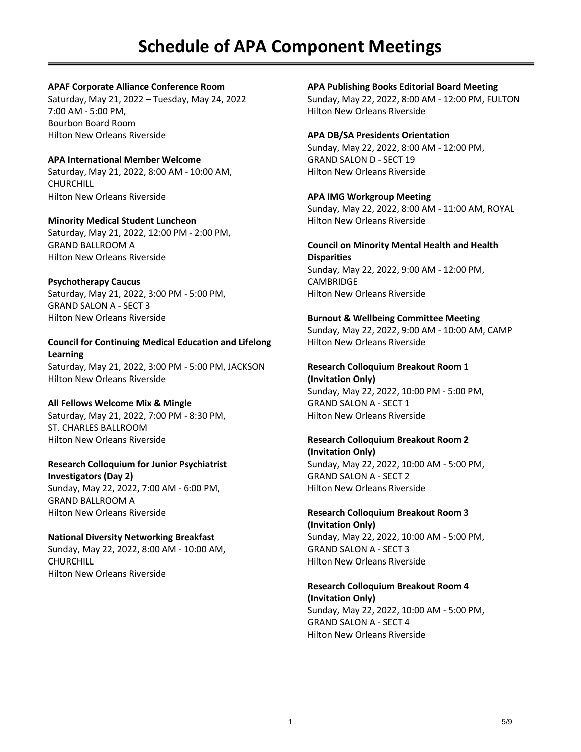# Schedule of APA Component Meetings

**APAF Corporate Alliance Conference Room**
Saturday, May 21, 2022 – Tuesday, May 24, 2022
7:00 AM - 5:00 PM,
Bourbon Board Room
Hilton New Orleans Riverside

**APA International Member Welcome**
Saturday, May 21, 2022, 8:00 AM - 10:00 AM,
CHURCHILL
Hilton New Orleans Riverside

**Minority Medical Student Luncheon**
Saturday, May 21, 2022, 12:00 PM - 2:00 PM,
GRAND BALLROOM A
Hilton New Orleans Riverside

**Psychotherapy Caucus**
Saturday, May 21, 2022, 3:00 PM - 5:00 PM,
GRAND SALON A - SECT 3
Hilton New Orleans Riverside

**Council for Continuing Medical Education and Lifelong Learning**
Saturday, May 21, 2022, 3:00 PM - 5:00 PM, JACKSON
Hilton New Orleans Riverside

**All Fellows Welcome Mix & Mingle**
Saturday, May 21, 2022, 7:00 PM - 8:30 PM,
ST. CHARLES BALLROOM
Hilton New Orleans Riverside

**Research Colloquium for Junior Psychiatrist Investigators (Day 2)**
Sunday, May 22, 2022, 7:00 AM - 6:00 PM,
GRAND BALLROOM A
Hilton New Orleans Riverside

**National Diversity Networking Breakfast**
Sunday, May 22, 2022, 8:00 AM - 10:00 AM,
CHURCHILL
Hilton New Orleans Riverside

**APA Publishing Books Editorial Board Meeting**
Sunday, May 22, 2022, 8:00 AM - 12:00 PM, FULTON
Hilton New Orleans Riverside

**APA DB/SA Presidents Orientation**
Sunday, May 22, 2022, 8:00 AM - 12:00 PM,
GRAND SALON D - SECT 19
Hilton New Orleans Riverside

**APA IMG Workgroup Meeting**
Sunday, May 22, 2022, 8:00 AM - 11:00 AM, ROYAL
Hilton New Orleans Riverside

**Council on Minority Mental Health and Health Disparities**
Sunday, May 22, 2022, 9:00 AM - 12:00 PM,
CAMBRIDGE
Hilton New Orleans Riverside

**Burnout & Wellbeing Committee Meeting**
Sunday, May 22, 2022, 9:00 AM - 10:00 AM, CAMP
Hilton New Orleans Riverside

**Research Colloquium Breakout Room 1 (Invitation Only)**
Sunday, May 22, 2022, 10:00 PM - 5:00 PM,
GRAND SALON A - SECT 1
Hilton New Orleans Riverside

**Research Colloquium Breakout Room 2 (Invitation Only)**
Sunday, May 22, 2022, 10:00 AM - 5:00 PM,
GRAND SALON A - SECT 2
Hilton New Orleans Riverside

**Research Colloquium Breakout Room 3 (Invitation Only)**
Sunday, May 22, 2022, 10:00 AM - 5:00 PM,
GRAND SALON A - SECT 3
Hilton New Orleans Riverside

**Research Colloquium Breakout Room 4 (Invitation Only)**
Sunday, May 22, 2022, 10:00 AM - 5:00 PM,
GRAND SALON A - SECT 4
Hilton New Orleans Riverside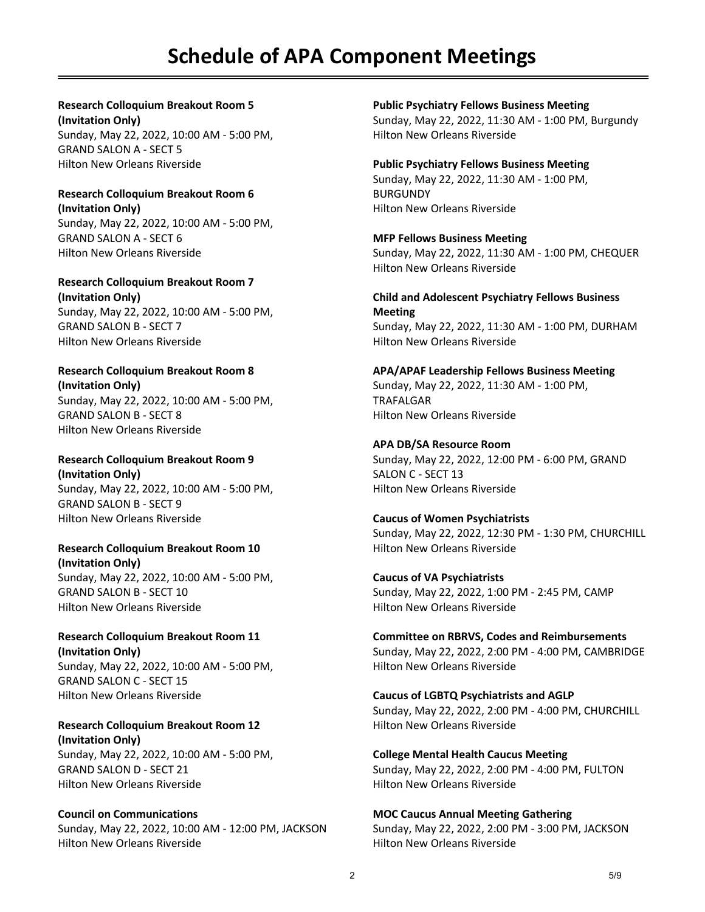# Schedule of APA Component Meetings

**Research Colloquium Breakout Room 5 (Invitation Only)**
Sunday, May 22, 2022, 10:00 AM - 5:00 PM, GRAND SALON A - SECT 5
Hilton New Orleans Riverside

**Research Colloquium Breakout Room 6 (Invitation Only)**
Sunday, May 22, 2022, 10:00 AM - 5:00 PM, GRAND SALON A - SECT 6
Hilton New Orleans Riverside

**Research Colloquium Breakout Room 7 (Invitation Only)**
Sunday, May 22, 2022, 10:00 AM - 5:00 PM, GRAND SALON B - SECT 7
Hilton New Orleans Riverside

**Research Colloquium Breakout Room 8 (Invitation Only)**
Sunday, May 22, 2022, 10:00 AM - 5:00 PM, GRAND SALON B - SECT 8
Hilton New Orleans Riverside

**Research Colloquium Breakout Room 9 (Invitation Only)**
Sunday, May 22, 2022, 10:00 AM - 5:00 PM, GRAND SALON B - SECT 9
Hilton New Orleans Riverside

**Research Colloquium Breakout Room 10 (Invitation Only)**
Sunday, May 22, 2022, 10:00 AM - 5:00 PM, GRAND SALON B - SECT 10
Hilton New Orleans Riverside

**Research Colloquium Breakout Room 11 (Invitation Only)**
Sunday, May 22, 2022, 10:00 AM - 5:00 PM, GRAND SALON C - SECT 15
Hilton New Orleans Riverside

**Research Colloquium Breakout Room 12 (Invitation Only)**
Sunday, May 22, 2022, 10:00 AM - 5:00 PM, GRAND SALON D - SECT 21
Hilton New Orleans Riverside

**Council on Communications**
Sunday, May 22, 2022, 10:00 AM - 12:00 PM, JACKSON
Hilton New Orleans Riverside

**Public Psychiatry Fellows Business Meeting**
Sunday, May 22, 2022, 11:30 AM - 1:00 PM, Burgundy
Hilton New Orleans Riverside

**Public Psychiatry Fellows Business Meeting**
Sunday, May 22, 2022, 11:30 AM - 1:00 PM, BURGUNDY
Hilton New Orleans Riverside

**MFP Fellows Business Meeting**
Sunday, May 22, 2022, 11:30 AM - 1:00 PM, CHEQUER
Hilton New Orleans Riverside

**Child and Adolescent Psychiatry Fellows Business Meeting**
Sunday, May 22, 2022, 11:30 AM - 1:00 PM, DURHAM
Hilton New Orleans Riverside

**APA/APAF Leadership Fellows Business Meeting**
Sunday, May 22, 2022, 11:30 AM - 1:00 PM, TRAFALGAR
Hilton New Orleans Riverside

**APA DB/SA Resource Room**
Sunday, May 22, 2022, 12:00 PM - 6:00 PM, GRAND SALON C - SECT 13
Hilton New Orleans Riverside

**Caucus of Women Psychiatrists**
Sunday, May 22, 2022, 12:30 PM - 1:30 PM, CHURCHILL
Hilton New Orleans Riverside

**Caucus of VA Psychiatrists**
Sunday, May 22, 2022, 1:00 PM - 2:45 PM, CAMP
Hilton New Orleans Riverside

**Committee on RBRVS, Codes and Reimbursements**
Sunday, May 22, 2022, 2:00 PM - 4:00 PM, CAMBRIDGE
Hilton New Orleans Riverside

**Caucus of LGBTQ Psychiatrists and AGLP**
Sunday, May 22, 2022, 2:00 PM - 4:00 PM, CHURCHILL
Hilton New Orleans Riverside

**College Mental Health Caucus Meeting**
Sunday, May 22, 2022, 2:00 PM - 4:00 PM, FULTON
Hilton New Orleans Riverside

**MOC Caucus Annual Meeting Gathering**
Sunday, May 22, 2022, 2:00 PM - 3:00 PM, JACKSON
Hilton New Orleans Riverside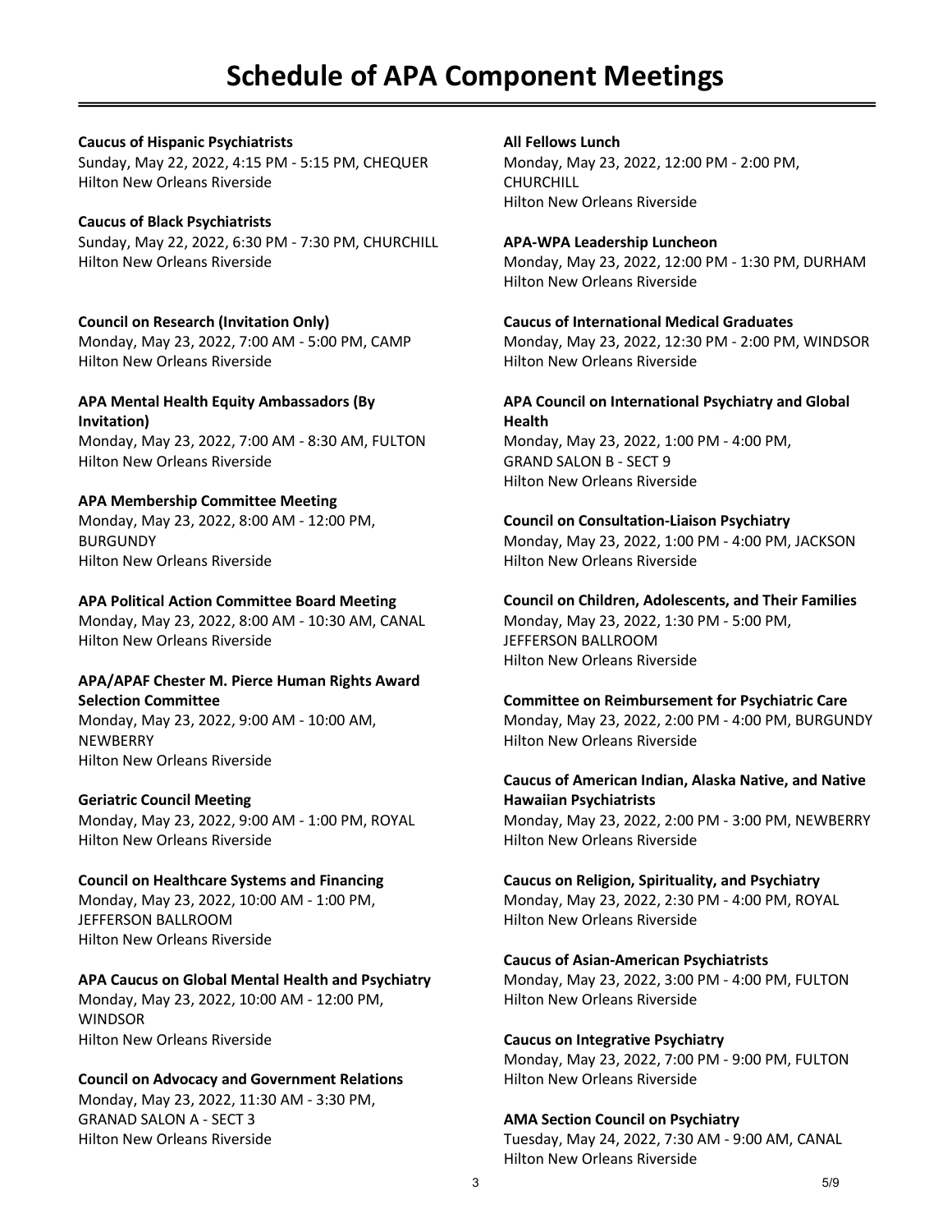# Schedule of APA Component Meetings

**Caucus of Hispanic Psychiatrists**
Sunday, May 22, 2022, 4:15 PM - 5:15 PM, CHEQUER
Hilton New Orleans Riverside

**Caucus of Black Psychiatrists**
Sunday, May 22, 2022, 6:30 PM - 7:30 PM, CHURCHILL
Hilton New Orleans Riverside

**Council on Research (Invitation Only)**
Monday, May 23, 2022, 7:00 AM - 5:00 PM, CAMP
Hilton New Orleans Riverside

**APA Mental Health Equity Ambassadors (By Invitation)**
Monday, May 23, 2022, 7:00 AM - 8:30 AM, FULTON
Hilton New Orleans Riverside

**APA Membership Committee Meeting**
Monday, May 23, 2022, 8:00 AM - 12:00 PM, BURGUNDY
Hilton New Orleans Riverside

**APA Political Action Committee Board Meeting**
Monday, May 23, 2022, 8:00 AM - 10:30 AM, CANAL
Hilton New Orleans Riverside

**APA/APAF Chester M. Pierce Human Rights Award Selection Committee**
Monday, May 23, 2022, 9:00 AM - 10:00 AM, NEWBERRY
Hilton New Orleans Riverside

**Geriatric Council Meeting**
Monday, May 23, 2022, 9:00 AM - 1:00 PM, ROYAL
Hilton New Orleans Riverside

**Council on Healthcare Systems and Financing**
Monday, May 23, 2022, 10:00 AM - 1:00 PM, JEFFERSON BALLROOM
Hilton New Orleans Riverside

**APA Caucus on Global Mental Health and Psychiatry**
Monday, May 23, 2022, 10:00 AM - 12:00 PM, WINDSOR
Hilton New Orleans Riverside

**Council on Advocacy and Government Relations**
Monday, May 23, 2022, 11:30 AM - 3:30 PM, GRANAD SALON A - SECT 3
Hilton New Orleans Riverside

**All Fellows Lunch**
Monday, May 23, 2022, 12:00 PM - 2:00 PM, CHURCHILL
Hilton New Orleans Riverside

**APA-WPA Leadership Luncheon**
Monday, May 23, 2022, 12:00 PM - 1:30 PM, DURHAM
Hilton New Orleans Riverside

**Caucus of International Medical Graduates**
Monday, May 23, 2022, 12:30 PM - 2:00 PM, WINDSOR
Hilton New Orleans Riverside

**APA Council on International Psychiatry and Global Health**
Monday, May 23, 2022, 1:00 PM - 4:00 PM, GRAND SALON B - SECT 9
Hilton New Orleans Riverside

**Council on Consultation-Liaison Psychiatry**
Monday, May 23, 2022, 1:00 PM - 4:00 PM, JACKSON
Hilton New Orleans Riverside

**Council on Children, Adolescents, and Their Families**
Monday, May 23, 2022, 1:30 PM - 5:00 PM, JEFFERSON BALLROOM
Hilton New Orleans Riverside

**Committee on Reimbursement for Psychiatric Care**
Monday, May 23, 2022, 2:00 PM - 4:00 PM, BURGUNDY
Hilton New Orleans Riverside

**Caucus of American Indian, Alaska Native, and Native Hawaiian Psychiatrists**
Monday, May 23, 2022, 2:00 PM - 3:00 PM, NEWBERRY
Hilton New Orleans Riverside

**Caucus on Religion, Spirituality, and Psychiatry**
Monday, May 23, 2022, 2:30 PM - 4:00 PM, ROYAL
Hilton New Orleans Riverside

**Caucus of Asian-American Psychiatrists**
Monday, May 23, 2022, 3:00 PM - 4:00 PM, FULTON
Hilton New Orleans Riverside

**Caucus on Integrative Psychiatry**
Monday, May 23, 2022, 7:00 PM - 9:00 PM, FULTON
Hilton New Orleans Riverside

**AMA Section Council on Psychiatry**
Tuesday, May 24, 2022, 7:30 AM - 9:00 AM, CANAL
Hilton New Orleans Riverside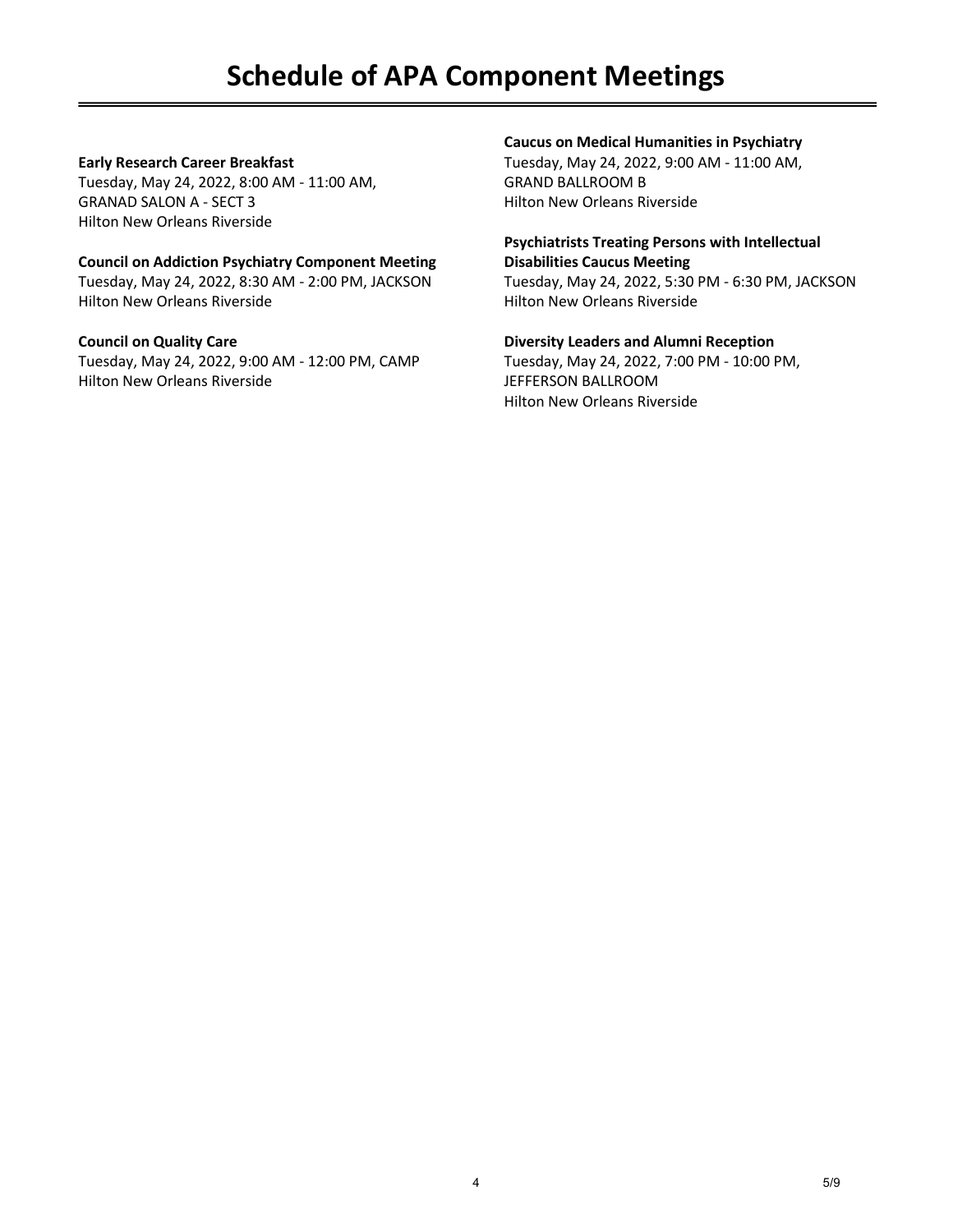# Schedule of APA Component Meetings

**Early Research Career Breakfast**
Tuesday, May 24, 2022, 8:00 AM - 11:00 AM, GRANAD SALON A - SECT 3
Hilton New Orleans Riverside

**Council on Addiction Psychiatry Component Meeting**
Tuesday, May 24, 2022, 8:30 AM - 2:00 PM, JACKSON
Hilton New Orleans Riverside

**Council on Quality Care**
Tuesday, May 24, 2022, 9:00 AM - 12:00 PM, CAMP
Hilton New Orleans Riverside

**Caucus on Medical Humanities in Psychiatry**
Tuesday, May 24, 2022, 9:00 AM - 11:00 AM, GRAND BALLROOM B
Hilton New Orleans Riverside

**Psychiatrists Treating Persons with Intellectual Disabilities Caucus Meeting**
Tuesday, May 24, 2022, 5:30 PM - 6:30 PM, JACKSON
Hilton New Orleans Riverside

**Diversity Leaders and Alumni Reception**
Tuesday, May 24, 2022, 7:00 PM - 10:00 PM, JEFFERSON BALLROOM
Hilton New Orleans Riverside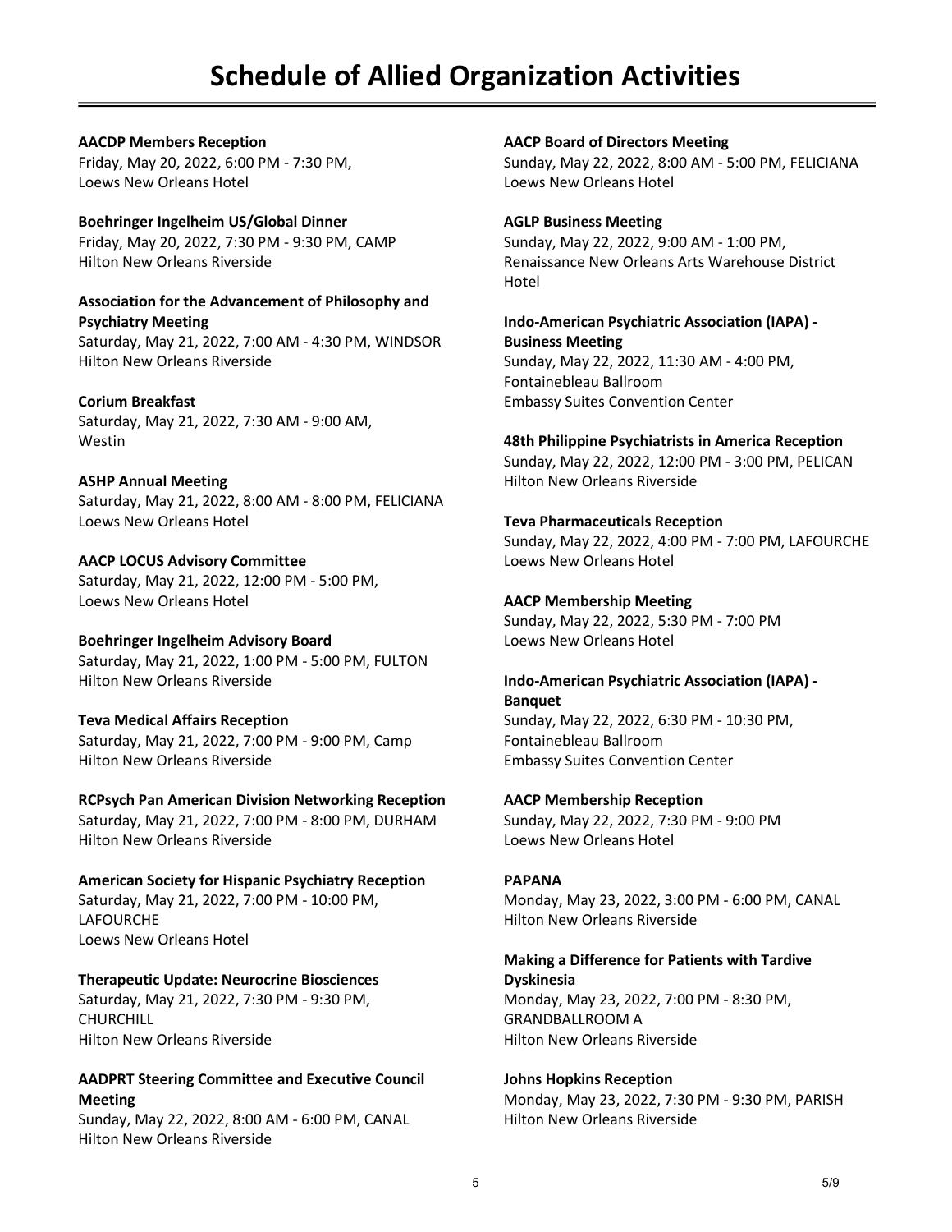# Schedule of Allied Organization Activities

**AACDP Members Reception**
Friday, May 20, 2022, 6:00 PM - 7:30 PM,
Loews New Orleans Hotel

**Boehringer Ingelheim US/Global Dinner**
Friday, May 20, 2022, 7:30 PM - 9:30 PM, CAMP
Hilton New Orleans Riverside

**Association for the Advancement of Philosophy and Psychiatry Meeting**
Saturday, May 21, 2022, 7:00 AM - 4:30 PM, WINDSOR
Hilton New Orleans Riverside

**Corium Breakfast**
Saturday, May 21, 2022, 7:30 AM - 9:00 AM,
Westin

**ASHP Annual Meeting**
Saturday, May 21, 2022, 8:00 AM - 8:00 PM, FELICIANA
Loews New Orleans Hotel

**AACP LOCUS Advisory Committee**
Saturday, May 21, 2022, 12:00 PM - 5:00 PM,
Loews New Orleans Hotel

**Boehringer Ingelheim Advisory Board**
Saturday, May 21, 2022, 1:00 PM - 5:00 PM, FULTON
Hilton New Orleans Riverside

**Teva Medical Affairs Reception**
Saturday, May 21, 2022, 7:00 PM - 9:00 PM, Camp
Hilton New Orleans Riverside

**RCPsych Pan American Division Networking Reception**
Saturday, May 21, 2022, 7:00 PM - 8:00 PM, DURHAM
Hilton New Orleans Riverside

**American Society for Hispanic Psychiatry Reception**
Saturday, May 21, 2022, 7:00 PM - 10:00 PM,
LAFOURCHE
Loews New Orleans Hotel

**Therapeutic Update: Neurocrine Biosciences**
Saturday, May 21, 2022, 7:30 PM - 9:30 PM,
CHURCHILL
Hilton New Orleans Riverside

**AADPRT Steering Committee and Executive Council Meeting**
Sunday, May 22, 2022, 8:00 AM - 6:00 PM, CANAL
Hilton New Orleans Riverside

**AACP Board of Directors Meeting**
Sunday, May 22, 2022, 8:00 AM - 5:00 PM, FELICIANA
Loews New Orleans Hotel

**AGLP Business Meeting**
Sunday, May 22, 2022, 9:00 AM - 1:00 PM,
Renaissance New Orleans Arts Warehouse District Hotel

**Indo-American Psychiatric Association (IAPA) - Business Meeting**
Sunday, May 22, 2022, 11:30 AM - 4:00 PM,
Fontainebleau Ballroom
Embassy Suites Convention Center

**48th Philippine Psychiatrists in America Reception**
Sunday, May 22, 2022, 12:00 PM - 3:00 PM, PELICAN
Hilton New Orleans Riverside

**Teva Pharmaceuticals Reception**
Sunday, May 22, 2022, 4:00 PM - 7:00 PM, LAFOURCHE
Loews New Orleans Hotel

**AACP Membership Meeting**
Sunday, May 22, 2022, 5:30 PM - 7:00 PM
Loews New Orleans Hotel

**Indo-American Psychiatric Association (IAPA) - Banquet**
Sunday, May 22, 2022, 6:30 PM - 10:30 PM,
Fontainebleau Ballroom
Embassy Suites Convention Center

**AACP Membership Reception**
Sunday, May 22, 2022, 7:30 PM - 9:00 PM
Loews New Orleans Hotel

**PAPANA**
Monday, May 23, 2022, 3:00 PM - 6:00 PM, CANAL
Hilton New Orleans Riverside

**Making a Difference for Patients with Tardive Dyskinesia**
Monday, May 23, 2022, 7:00 PM - 8:30 PM,
GRANDBALLROOM A
Hilton New Orleans Riverside

**Johns Hopkins Reception**
Monday, May 23, 2022, 7:30 PM - 9:30 PM, PARISH
Hilton New Orleans Riverside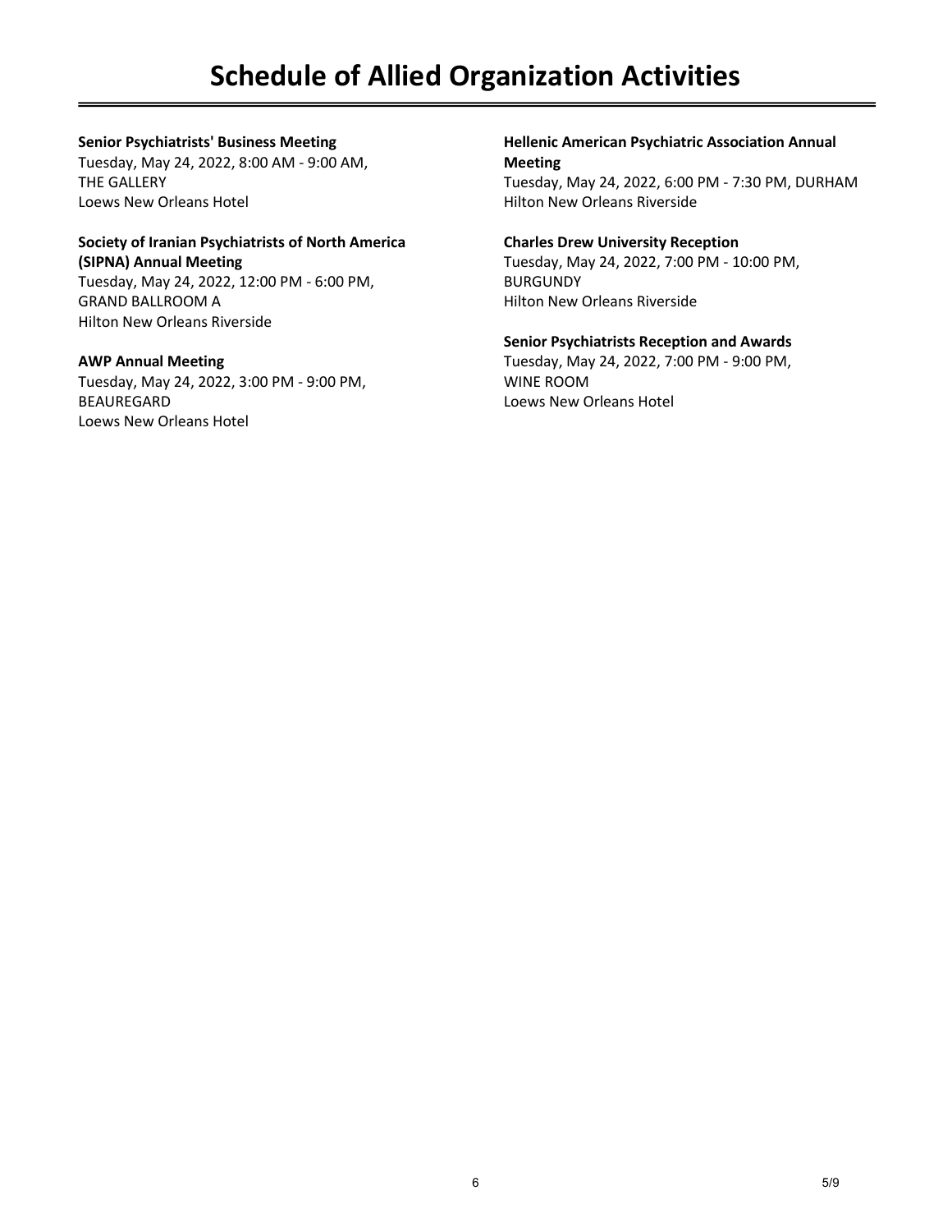# Schedule of Allied Organization Activities

**Senior Psychiatrists' Business Meeting**
Tuesday, May 24, 2022, 8:00 AM - 9:00 AM, THE GALLERY
Loews New Orleans Hotel

**Society of Iranian Psychiatrists of North America (SIPNA) Annual Meeting**
Tuesday, May 24, 2022, 12:00 PM - 6:00 PM, GRAND BALLROOM A
Hilton New Orleans Riverside

**AWP Annual Meeting**
Tuesday, May 24, 2022, 3:00 PM - 9:00 PM, BEAUREGARD
Loews New Orleans Hotel

**Hellenic American Psychiatric Association Annual Meeting**
Tuesday, May 24, 2022, 6:00 PM - 7:30 PM, DURHAM
Hilton New Orleans Riverside

**Charles Drew University Reception**
Tuesday, May 24, 2022, 7:00 PM - 10:00 PM, BURGUNDY
Hilton New Orleans Riverside

**Senior Psychiatrists Reception and Awards**
Tuesday, May 24, 2022, 7:00 PM - 9:00 PM, WINE ROOM
Loews New Orleans Hotel